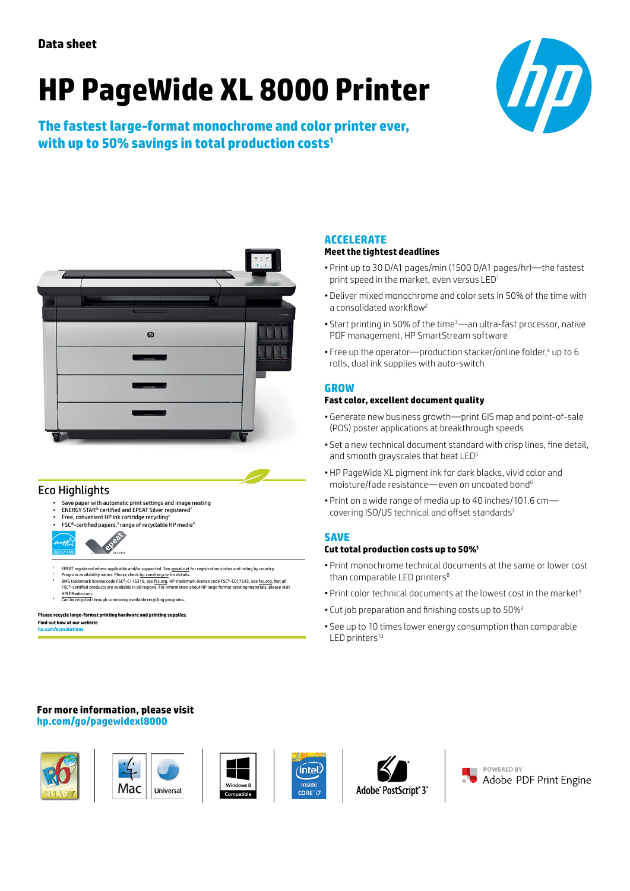Data sheet

# HP PageWide XL 8000 Printer

## The fastest large-format monochrome and color printer ever, with up to 50% savings in total production costs[1]

## ACCELERATE

**Meet the tightest deadlines**

- Print up to 30 D/A1 pages/min (1500 D/A1 pages/hr)—the fastest print speed in the market, even versus LED[1]
- Deliver mixed monochrome and color sets in 50% of the time with a consolidated workflow[2]
- Start printing in 50% of the time[3]—an ultra-fast processor, native PDF management, HP SmartStream software
- Free up the operator—production stacker/online folder,[4] up to 6 rolls, dual ink supplies with auto-switch

## GROW

**Fast color, excellent document quality**

- Generate new business growth—print GIS map and point-of-sale (POS) poster applications at breakthrough speeds
- Set a new technical document standard with crisp lines, fine detail, and smooth grayscales that beat LED[5]
- HP PageWide XL pigment ink for dark blacks, vivid color and moisture/fade resistance—even on uncoated bond[6]
- Print on a wide range of media up to 40 inches/101.6 cm—covering ISO/US technical and offset standards[7]

## SAVE

**Cut total production costs up to 50%[1]**

- Print monochrome technical documents at the same or lower cost than comparable LED printers[8]
- Print color technical documents at the lowest cost in the market[9]
- Cut job preparation and finishing costs up to 50%[2]
- See up to 10 times lower energy consumption than comparable LED printers[10]

## Eco Highlights

- Save paper with automatic print settings and image nesting
- ENERGY STAR® certified and EPEAT Silver registered[1]
- Free, convenient HP ink cartridge recycling[2]
- FSC®-certified papers,[3] range of recyclable HP media[4]

[1] EPEAT registered where applicable and/or supported. See epeat.net for registration status and rating by country.
[2] Program availability varies. Please check hp.com/recycle for details.
[3] BMG trademark license code FSC®-C115319, see fsc.org. HP trademark license code FSC®-C017543, see fsc.org. Not all FSC®-certified products are available in all regions. For information about HP large format printing materials, please visit HPLFMedia.com.
[4] Can be recycled through commonly available recycling programs.

**Please recycle large-format printing hardware and printing supplies.**
**Find out how at our website**
**hp.com/ecosolutions**

**For more information, please visit**
**hp.com/go/pagewidexl8000**

Mac | Universal | Windows 8 Compatible | Intel Inside Core i7 | Adobe® PostScript® 3™ | POWERED BY Adobe PDF Print Engine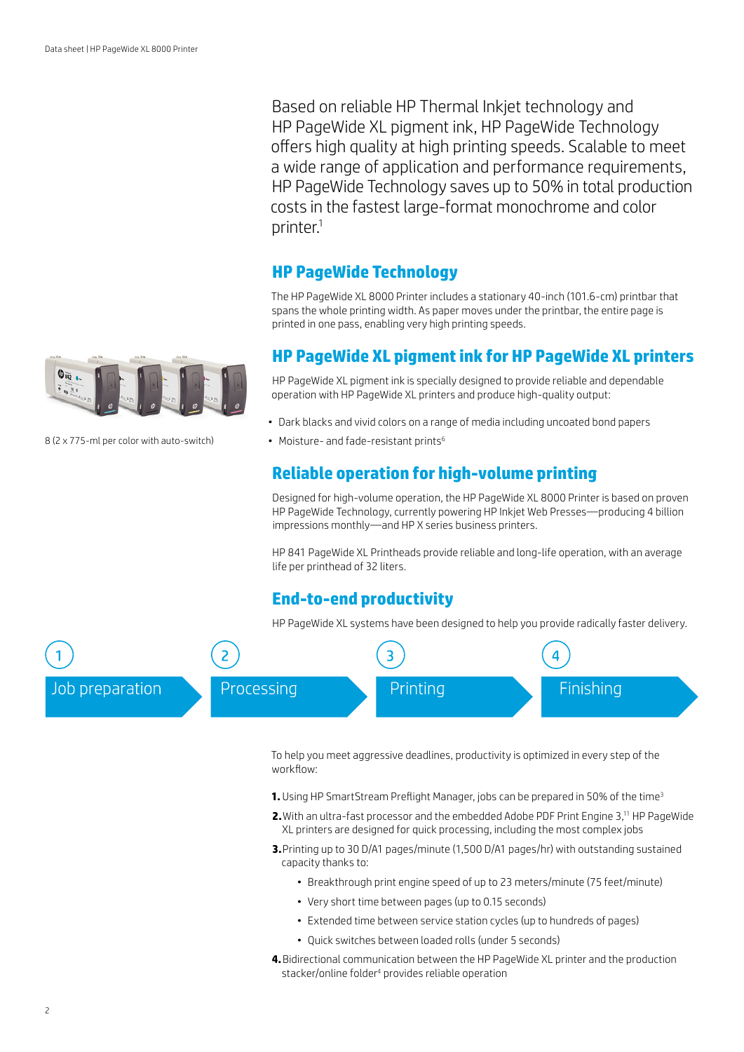Based on reliable HP Thermal Inkjet technology and HP PageWide XL pigment ink, HP PageWide Technology offers high quality at high printing speeds. Scalable to meet a wide range of application and performance requirements, HP PageWide Technology saves up to 50% in total production costs in the fastest large-format monochrome and color printer.[1]

## HP PageWide Technology

The HP PageWide XL 8000 Printer includes a stationary 40-inch (101.6-cm) printbar that spans the whole printing width. As paper moves under the printbar, the entire page is printed in one pass, enabling very high printing speeds.

## HP PageWide XL pigment ink for HP PageWide XL printers

8 (2 x 775-ml per color with auto-switch)

HP PageWide XL pigment ink is specially designed to provide reliable and dependable operation with HP PageWide XL printers and produce high-quality output:

- Dark blacks and vivid colors on a range of media including uncoated bond papers
- Moisture- and fade-resistant prints[6]

## Reliable operation for high-volume printing

Designed for high-volume operation, the HP PageWide XL 8000 Printer is based on proven HP PageWide Technology, currently powering HP Inkjet Web Presses—producing 4 billion impressions monthly—and HP X series business printers.

HP 841 PageWide XL Printheads provide reliable and long-life operation, with an average life per printhead of 32 liters.

## End-to-end productivity

HP PageWide XL systems have been designed to help you provide radically faster delivery.

1 Job preparation → 2 Processing → 3 Printing → 4 Finishing

To help you meet aggressive deadlines, productivity is optimized in every step of the workflow:

1. Using HP SmartStream Preflight Manager, jobs can be prepared in 50% of the time[3]
2. With an ultra-fast processor and the embedded Adobe PDF Print Engine 3,[11] HP PageWide XL printers are designed for quick processing, including the most complex jobs
3. Printing up to 30 D/A1 pages/minute (1,500 D/A1 pages/hr) with outstanding sustained capacity thanks to:
   - Breakthrough print engine speed of up to 23 meters/minute (75 feet/minute)
   - Very short time between pages (up to 0.15 seconds)
   - Extended time between service station cycles (up to hundreds of pages)
   - Quick switches between loaded rolls (under 5 seconds)
4. Bidirectional communication between the HP PageWide XL printer and the production stacker/online folder[4] provides reliable operation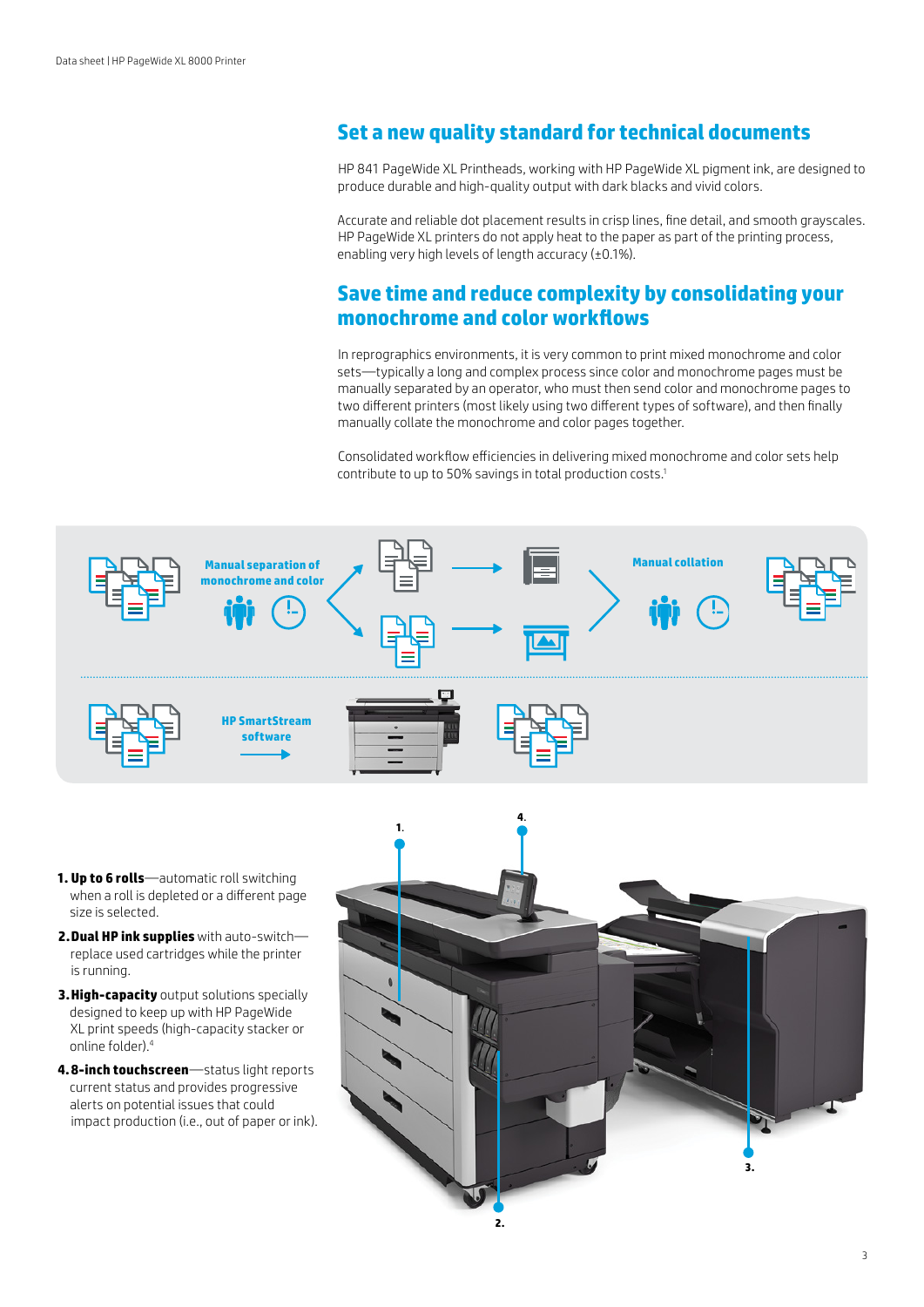## Set a new quality standard for technical documents

HP 841 PageWide XL Printheads, working with HP PageWide XL pigment ink, are designed to produce durable and high-quality output with dark blacks and vivid colors.

Accurate and reliable dot placement results in crisp lines, fine detail, and smooth grayscales. HP PageWide XL printers do not apply heat to the paper as part of the printing process, enabling very high levels of length accuracy (±0.1%).

## Save time and reduce complexity by consolidating your monochrome and color workflows

In reprographics environments, it is very common to print mixed monochrome and color sets—typically a long and complex process since color and monochrome pages must be manually separated by an operator, who must then send color and monochrome pages to two different printers (most likely using two different types of software), and then finally manually collate the monochrome and color pages together.

Consolidated workflow efficiencies in delivering mixed monochrome and color sets help contribute to up to 50% savings in total production costs.[1]

Manual separation of monochrome and color

Manual collation

HP SmartStream software

1. **Up to 6 rolls**—automatic roll switching when a roll is depleted or a different page size is selected.
2. **Dual HP ink supplies** with auto-switch—replace used cartridges while the printer is running.
3. **High-capacity** output solutions specially designed to keep up with HP PageWide XL print speeds (high-capacity stacker or online folder).[4]
4. **8-inch touchscreen**—status light reports current status and provides progressive alerts on potential issues that could impact production (i.e., out of paper or ink).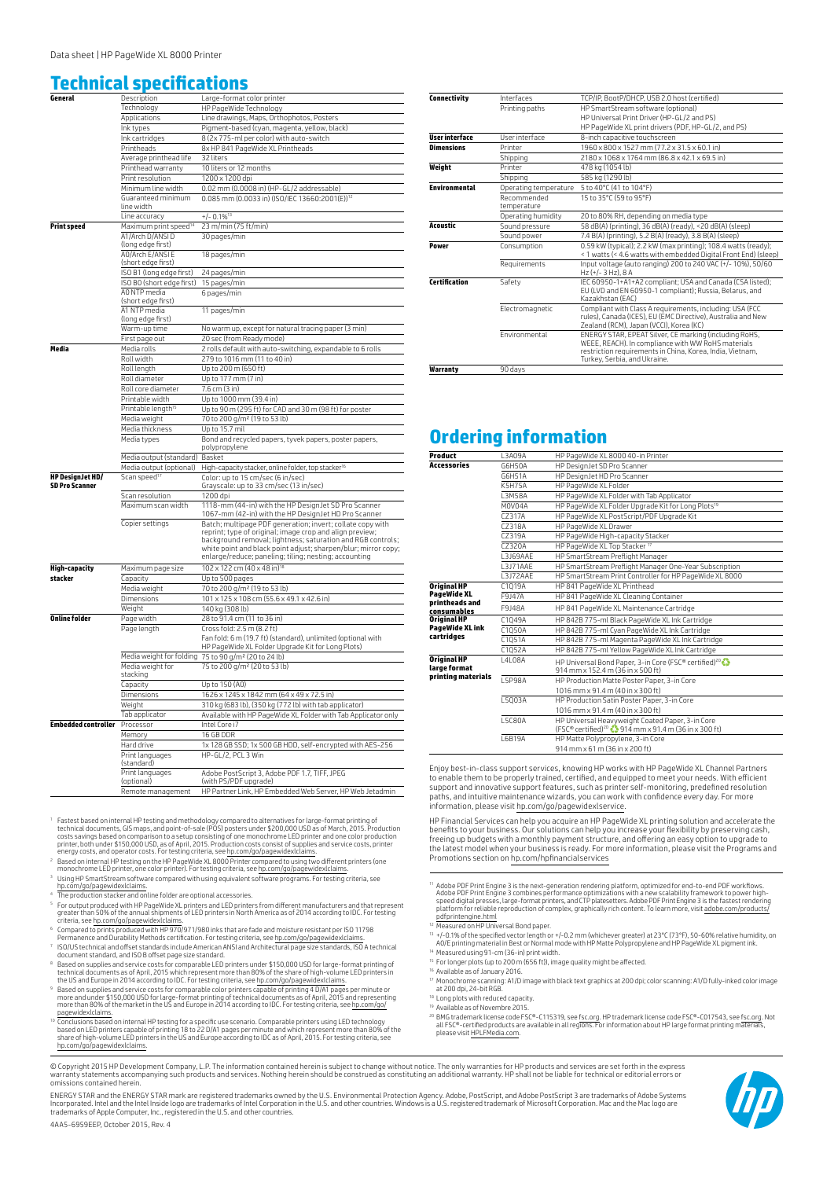Data sheet | HP PageWide XL 8000 Printer

# Technical specifications

| | | |
|---|---|---|
| **General** | Description | Large-format color printer |
| | Technology | HP PageWide Technology |
| | Applications | Line drawings, Maps, Orthophotos, Posters |
| | Ink types | Pigment-based (cyan, magenta, yellow, black) |
| | Ink cartridges | 8 (2x 775-ml per color) with auto-switch |
| | Printheads | 8x HP 841 PageWide XL Printheads |
| | Average printhead life | 32 liters |
| | Printhead warranty | 10 liters or 12 months |
| | Print resolution | 1200 x 1200 dpi |
| | Minimum line width | 0.02 mm (0.0008 in) (HP-GL/2 addressable) |
| | Guaranteed minimum line width | 0.085 mm (0.0033 in) (ISO/IEC 13660:2001(E))[12] |
| | Line accuracy | +/- 0.1%[13] |
| **Print speed** | Maximum print speed[14] | 23 m/min (75 ft/min) |
| | A1/Arch D/ANSI D (long edge first) | 30 pages/min |
| | A0/Arch E/ANSI E (short edge first) | 18 pages/min |
| | ISO B1 (long edge first) | 24 pages/min |
| | ISO B0 (short edge first) | 15 pages/min |
| | A0 NTP media (short edge first) | 6 pages/min |
| | A1 NTP media (long edge first) | 11 pages/min |
| | Warm-up time | No warm up, except for natural tracing paper (3 min) |
| | First page out | 20 sec (from Ready mode) |
| **Media** | Media rolls | 2 rolls default with auto-switching, expandable to 6 rolls |
| | Roll width | 279 to 1016 mm (11 to 40 in) |
| | Roll length | Up to 200 m (650 ft) |
| | Roll diameter | Up to 177 mm (7 in) |
| | Roll core diameter | 7.6 cm (3 in) |
| | Printable width | Up to 1000 mm (39.4 in) |
| | Printable length[15] | Up to 90 m (295 ft) for CAD and 30 m (98 ft) for poster |
| | Media weight | 70 to 200 g/m² (19 to 53 lb) |
| | Media thickness | Up to 15.7 mil |
| | Media types | Bond and recycled papers, tyvek papers, poster papers, polypropylene |
| | Media output (standard) | Basket |
| | Media output (optional) | High-capacity stacker, online folder, top stacker[16] |
| **HP DesignJet HD/ SD Pro Scanner** | Scan speed[17] | Color: up to 15 cm/sec (6 in/sec) Grayscale: up to 33 cm/sec (13 in/sec) |
| | Scan resolution | 1200 dpi |
| | Maximum scan width | 1118-mm (44-in) with the HP DesignJet SD Pro Scanner 1067-mm (42-in) with the HP DesignJet HD Pro Scanner |
| | Copier settings | Batch; multipage PDF generation; invert; collate copy with reprint; type of original; image crop and align preview; background removal; lightness; saturation and RGB controls; white point and black point adjust; sharpen/blur; mirror copy; enlarge/reduce; paneling; tiling; nesting; accounting |
| **High-capacity stacker** | Maximum page size | 102 x 122 cm (40 x 48 in)[18] |
| | Capacity | Up to 500 pages |
| | Media weight | 70 to 200 g/m² (19 to 53 lb) |
| | Dimensions | 101 x 125 x 108 cm (55.6 x 49.1 x 42.6 in) |
| | Weight | 140 kg (308 lb) |
| **Online folder** | Page width | 28 to 91.4 cm (11 to 36 in) |
| | Page length | Cross fold: 2.5 m (8.2 ft) Fan fold: 6 m (19.7 ft) (standard), unlimited (optional with HP PageWide XL Folder Upgrade Kit for Long Plots) |
| | Media weight for folding | 75 to 90 g/m² (20 to 24 lb) |
| | Media weight for stacking | 75 to 200 g/m² (20 to 53 lb) |
| | Capacity | Up to 150 (A0) |
| | Dimensions | 1626 x 1245 x 1842 mm (64 x 49 x 72.5 in) |
| | Weight | 310 kg (683 lb), (350 kg (772 lb) with tab applicator) |
| | Tab applicator | Available with HP PageWide XL Folder with Tab Applicator only |
| **Embedded controller** | Processor | Intel Core i7 |
| | Memory | 16 GB DDR |
| | Hard drive | 1x 128 GB SSD; 1x 500 GB HDD, self-encrypted with AES-256 |
| | Print languages (standard) | HP-GL/2, PCL 3 Win |
| | Print languages (optional) | Adobe PostScript 3, Adobe PDF 1.7, TIFF, JPEG (with PS/PDF upgrade) |
| | Remote management | HP Partner Link, HP Embedded Web Server, HP Web Jetadmin |
| **Connectivity** | Interfaces | TCP/IP, BootP/DHCP, USB 2.0 host (certified) |
| | Printing paths | HP SmartStream software (optional) HP Universal Print Driver (HP-GL/2 and PS) HP PageWide XL print drivers (PDF, HP-GL/2, and PS) |
| **User interface** | User interface | 8-inch capacitive touchscreen |
| **Dimensions** | Printer | 1960 x 800 x 1527 mm (77.2 x 31.5 x 60.1 in) |
| | Shipping | 2180 x 1068 x 1764 mm (86.8 x 42.1 x 69.5 in) |
| **Weight** | Printer | 478 kg (1054 lb) |
| | Shipping | 585 kg (1290 lb) |
| **Environmental** | Operating temperature | 5 to 40°C (41 to 104°F) |
| | Recommended temperature | 15 to 35°C (59 to 95°F) |
| | Operating humidity | 20 to 80% RH, depending on media type |
| **Acoustic** | Sound pressure | 58 dB(A) (printing), 36 dB(A) (ready), <20 dB(A) (sleep) |
| | Sound power | 7.4 B(A) (printing), 5.2 B(A) (ready), 3.8 B(A) (sleep) |
| **Power** | Consumption | 0.59 kW (typical); 2.2 kW (max printing); 108.4 watts (ready); < 1 watts (< 4.6 watts with embedded Digital Front End) (sleep) |
| | Requirements | Input voltage (auto ranging) 200 to 240 VAC (+/- 10%), 50/60 Hz (+/- 3 Hz), 8 A |
| **Certification** | Safety | IEC 60950-1+A1+A2 compliant; USA and Canada (CSA listed); EU (LVD and EN 60950-1 compliant); Russia, Belarus, and Kazakhstan (EAC) |
| | Electromagnetic | Compliant with Class A requirements, including: USA (FCC rules), Canada (ICES), EU (EMC Directive), Australia and New Zealand (RCM), Japan (VCCI), Korea (KC) |
| | Environmental | ENERGY STAR, EPEAT Silver, CE marking (including RoHS, WEEE, REACH). In compliance with WW RoHS materials restriction requirements in China, Korea, India, Vietnam, Turkey, Serbia, and Ukraine. |
| **Warranty** | 90 days | |

# Ordering information

| | | |
|---|---|---|
| **Product** | L3A09A | HP PageWide XL 8000 40-in Printer |
| **Accessories** | G6H50A | HP DesignJet SD Pro Scanner |
| | G6H51A | HP DesignJet HD Pro Scanner |
| | K5H75A | HP PageWide XL Folder |
| | L3M58A | HP PageWide XL Folder with Tab Applicator |
| | M0V04A | HP PageWide XL Folder Upgrade Kit for Long Plots[19] |
| | CZ317A | HP PageWide XL PostScript/PDF Upgrade Kit |
| | CZ318A | HP PageWide XL Drawer |
| | CZ319A | HP PageWide High-capacity Stacker |
| | CZ320A | HP PageWide XL Top Stacker[17] |
| | L3J69AAE | HP SmartStream Preflight Manager |
| | L3J71AAE | HP SmartStream Preflight Manager One-Year Subscription |
| | L3J72AAE | HP SmartStream Print Controller for HP PageWide XL 8000 |
| **Original HP PageWide XL printheads and consumables** | C1Q19A | HP 841 PageWide XL Printhead |
| | F9J47A | HP 841 PageWide XL Cleaning Container |
| | F9J48A | HP 841 PageWide XL Maintenance Cartridge |
| **Original HP PageWide XL ink cartridges** | C1Q49A | HP 842B 775-ml Black PageWide XL Ink Cartridge |
| | C1Q50A | HP 842B 775-ml Cyan PageWide XL Ink Cartridge |
| | C1Q51A | HP 842B 775-ml Magenta PageWide XL Ink Cartridge |
| | C1Q52A | HP 842B 775-ml Yellow PageWide XL Ink Cartridge |
| **Original HP large format printing materials** | L4L08A | HP Universal Bond Paper, 3-in Core (FSC® certified)[20] 914 mm x 152.4 m (36 in x 500 ft) |
| | L5P98A | HP Production Matte Poster Paper, 3-in Core 1016 mm x 91.4 m (40 in x 300 ft) |
| | L5Q03A | HP Production Satin Poster Paper, 3-in Core 1016 mm x 91.4 m (40 in x 300 ft) |
| | L5C80A | HP Universal Heavyweight Coated Paper, 3-in Core (FSC® certified)[20] 914 mm x 91.4 m (36 in x 300 ft) |
| | L6B19A | HP Matte Polypropylene, 3-in Core 914 mm x 61 m (36 in x 200 ft) |

Enjoy best-in-class support services, knowing HP works with HP PageWide XL Channel Partners to enable them to be properly trained, certified, and equipped to meet your needs. With efficient support and innovative support features, such as printer self-monitoring, predefined resolution paths, and intuitive maintenance wizards, you can work with confidence every day. For more information, please visit hp.com/go/pagewidexlservice.

HP Financial Services can help you acquire an HP PageWide XL printing solution and accelerate the benefits to your business. Our solutions can help you increase your flexibility by preserving cash, freeing up budgets with a monthly payment structure, and offering an easy option to upgrade to the latest model when your business is ready. For more information, please visit the Programs and Promotions section on hp.com/hpfinancialservices

[1] Fastest based on internal HP testing and methodology compared to alternatives for large-format printing of technical documents, GIS maps, and point-of-sale (POS) posters under $200,000 USD as of March, 2015. Production costs savings based on comparison to a setup consisting of one monochrome LED printer and one color production printer, both under $150,000 USD, as of April, 2015. Production costs consist of supplies and service costs, printer energy costs, and operator costs. For testing criteria, see hp.com/go/pagewidexlclaims.

[2] Based on internal HP testing on the HP PageWide XL 8000 Printer compared to using two different printers (one monochrome LED printer, one color printer). For testing criteria, see hp.com/go/pagewidexlclaims.

[3] Using HP SmartStream software compared with using equivalent software programs. For testing criteria, see hp.com/go/pagewidexlclaims.

[4] The production stacker and online folder are optional accessories.

[5] For output produced with HP PageWide XL printers and LED printers from different manufacturers and that represent greater than 50% of the annual shipments of LED printers in North America as of 2014 according to IDC. For testing criteria, see hp.com/go/pagewidexlclaims.

[6] Compared to prints produced with HP 970/971/980 inks that are fade and moisture resistant per ISO 11798 Permanence and Durability Methods certification. For testing criteria, see hp.com/go/pagewidexlclaims.

[7] ISO/US technical and offset standards include American ANSI and Architectural page size standards, ISO A technical document standard, and ISO B offset page size standard.

[8] Based on supplies and service costs for comparable LED printers under $150,000 USD for large-format printing of technical documents as of April, 2015 which represent more than 80% of the share of high-volume LED printers in the US and Europe in 2014 according to IDC. For testing criteria, see hp.com/go/pagewidexlclaims.

[9] Based on supplies and service costs for comparable color printers capable of printing 4 D/A1 pages per minute or more and under $150,000 USD for large-format printing of technical documents as of April, 2015 and representing more than 80% of the market in the US and Europe in 2014 according to IDC. For testing criteria, see hp.com/go/pagewidexlclaims.

[10] Conclusions based on internal HP testing for a specific use scenario. Comparable printers using LED technology based on LED printers capable of printing 18 to 22 D/A1 pages per minute and which represent more than 80% of the share of high-volume LED printers in the US and Europe according to IDC as of April, 2015. For testing criteria, see hp.com/go/pagewidexlclaims.

[11] Adobe PDF Print Engine 3 is the next-generation rendering platform, optimized for end-to-end PDF workflows. Adobe PDF Print Engine 3 combines performance optimizations with a new scalability framework to power high-speed digital presses, large-format printers, and CTP platesetters. Adobe PDF Print Engine 3 is the fastest rendering platform for reliable reproduction of complex, graphically rich content. To learn more, visit adobe.com/products/pdfprintengine.html

[12] Measured on HP Universal Bond paper.

[13] +/-0.1% of the specified vector length or +/-0.2 mm (whichever greater) at 23°C (73°F), 50-60% relative humidity, on A0/E printing material in Best or Normal mode with HP Matte Polypropylene and HP PageWide XL pigment ink.

[14] Measured using 91-cm (36-in) print width.

[15] For longer plots (up to 200 m (656 ft)), image quality might be affected.

[16] Available as of January 2016.

[17] Monochrome scanning: A1/D image with black text graphics at 200 dpi; color scanning: A1/D fully-inked color image at 200 dpi, 24-bit RGB.

[18] Long plots with reduced capacity.

[19] Available as of Novembre 2015.

[20] BMG trademark license code FSC®-C115319, see fsc.org. HP trademark license code FSC®-C017543, see fsc.org. Not all FSC®-certified products are available in all regions. For information about HP large format printing materials, please visit HPLFMedia.com.

© Copyright 2015 HP Development Company, L.P. The information contained herein is subject to change without notice. The only warranties for HP products and services are set forth in the express warranty statements accompanying such products and services. Nothing herein should be construed as constituting an additional warranty. HP shall not be liable for technical or editorial errors or omissions contained herein.

ENERGY STAR and the ENERGY STAR mark are registered trademarks owned by the U.S. Environmental Protection Agency. Adobe, PostScript, and Adobe PostScript 3 are trademarks of Adobe Systems Incorporated. Intel and the Intel Inside logo are trademarks of Intel Corporation in the U.S. and other countries. Windows is a U.S. registered trademark of Microsoft Corporation. Mac and the Mac logo are trademarks of Apple Computer, Inc., registered in the U.S. and other countries.

4AA5-6959EEP, October 2015, Rev. 4